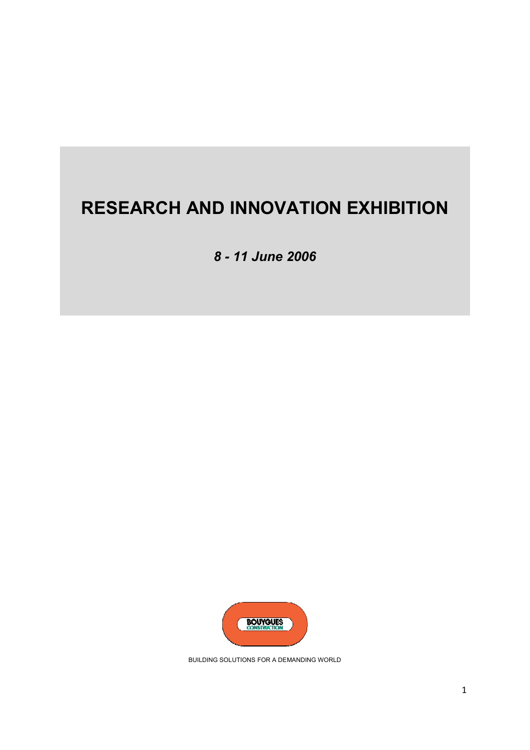# RESEARCH AND INNOVATION EXHIBITION

***8 - 11 June 2006***

BOUYGUES CONSTRUCTION

BUILDING SOLUTIONS FOR A DEMANDING WORLD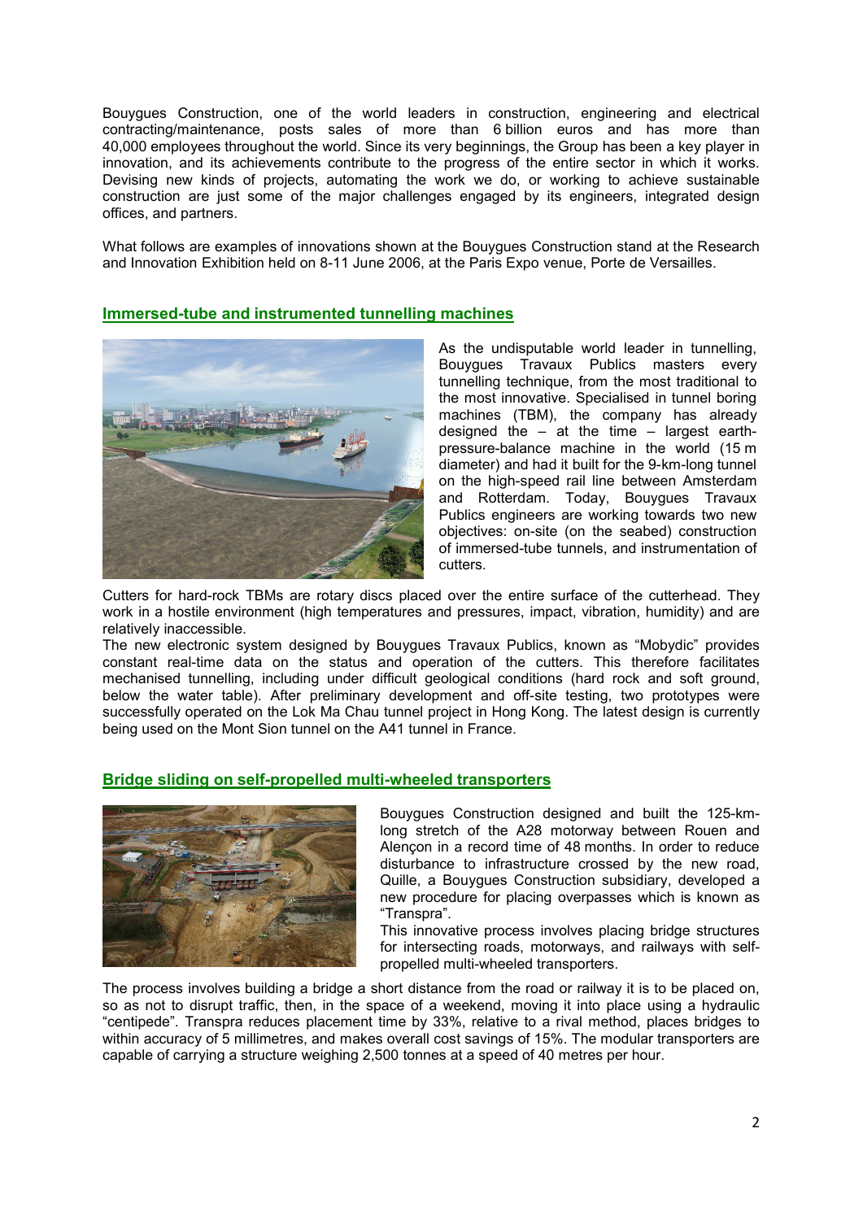Bouygues Construction, one of the world leaders in construction, engineering and electrical contracting/maintenance, posts sales of more than 6 billion euros and has more than 40,000 employees throughout the world. Since its very beginnings, the Group has been a key player in innovation, and its achievements contribute to the progress of the entire sector in which it works. Devising new kinds of projects, automating the work we do, or working to achieve sustainable construction are just some of the major challenges engaged by its engineers, integrated design offices, and partners.

What follows are examples of innovations shown at the Bouygues Construction stand at the Research and Innovation Exhibition held on 8-11 June 2006, at the Paris Expo venue, Porte de Versailles.

## Immersed-tube and instrumented tunnelling machines

As the undisputable world leader in tunnelling, Bouygues Travaux Publics masters every tunnelling technique, from the most traditional to the most innovative. Specialised in tunnel boring machines (TBM), the company has already designed the – at the time – largest earth-pressure-balance machine in the world (15 m diameter) and had it built for the 9-km-long tunnel on the high-speed rail line between Amsterdam and Rotterdam. Today, Bouygues Travaux Publics engineers are working towards two new objectives: on-site (on the seabed) construction of immersed-tube tunnels, and instrumentation of cutters.

Cutters for hard-rock TBMs are rotary discs placed over the entire surface of the cutterhead. They work in a hostile environment (high temperatures and pressures, impact, vibration, humidity) and are relatively inaccessible.

The new electronic system designed by Bouygues Travaux Publics, known as "Mobydic" provides constant real-time data on the status and operation of the cutters. This therefore facilitates mechanised tunnelling, including under difficult geological conditions (hard rock and soft ground, below the water table). After preliminary development and off-site testing, two prototypes were successfully operated on the Lok Ma Chau tunnel project in Hong Kong. The latest design is currently being used on the Mont Sion tunnel on the A41 tunnel in France.

## Bridge sliding on self-propelled multi-wheeled transporters

Bouygues Construction designed and built the 125-km-long stretch of the A28 motorway between Rouen and Alençon in a record time of 48 months. In order to reduce disturbance to infrastructure crossed by the new road, Quille, a Bouygues Construction subsidiary, developed a new procedure for placing overpasses which is known as "Transpra".

This innovative process involves placing bridge structures for intersecting roads, motorways, and railways with self-propelled multi-wheeled transporters.

The process involves building a bridge a short distance from the road or railway it is to be placed on, so as not to disrupt traffic, then, in the space of a weekend, moving it into place using a hydraulic "centipede". Transpra reduces placement time by 33%, relative to a rival method, places bridges to within accuracy of 5 millimetres, and makes overall cost savings of 15%. The modular transporters are capable of carrying a structure weighing 2,500 tonnes at a speed of 40 metres per hour.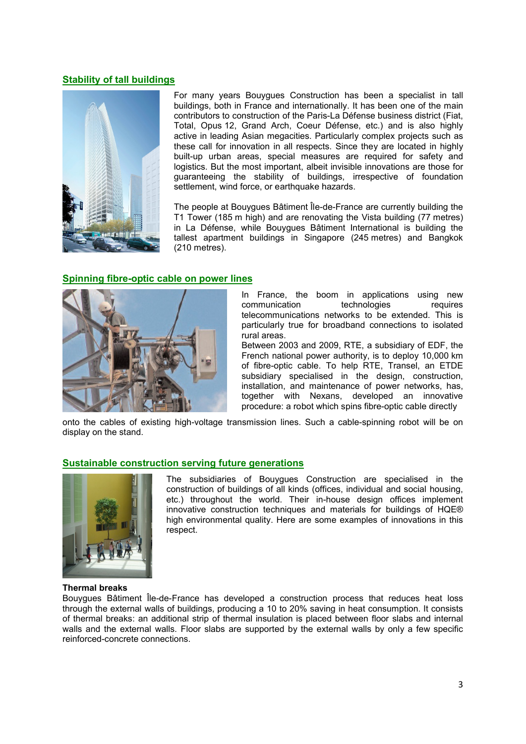## Stability of tall buildings

For many years Bouygues Construction has been a specialist in tall buildings, both in France and internationally. It has been one of the main contributors to construction of the Paris-La Défense business district (Fiat, Total, Opus 12, Grand Arch, Coeur Défense, etc.) and is also highly active in leading Asian megacities. Particularly complex projects such as these call for innovation in all respects. Since they are located in highly built-up urban areas, special measures are required for safety and logistics. But the most important, albeit invisible innovations are those for guaranteeing the stability of buildings, irrespective of foundation settlement, wind force, or earthquake hazards.

The people at Bouygues Bâtiment Île-de-France are currently building the T1 Tower (185 m high) and are renovating the Vista building (77 metres) in La Défense, while Bouygues Bâtiment International is building the tallest apartment buildings in Singapore (245 metres) and Bangkok (210 metres).

## Spinning fibre-optic cable on power lines

In France, the boom in applications using new communication technologies requires telecommunications networks to be extended. This is particularly true for broadband connections to isolated rural areas.

Between 2003 and 2009, RTE, a subsidiary of EDF, the French national power authority, is to deploy 10,000 km of fibre-optic cable. To help RTE, Transel, an ETDE subsidiary specialised in the design, construction, installation, and maintenance of power networks, has, together with Nexans, developed an innovative procedure: a robot which spins fibre-optic cable directly onto the cables of existing high-voltage transmission lines. Such a cable-spinning robot will be on display on the stand.

## Sustainable construction serving future generations

The subsidiaries of Bouygues Construction are specialised in the construction of buildings of all kinds (offices, individual and social housing, etc.) throughout the world. Their in-house design offices implement innovative construction techniques and materials for buildings of HQE® high environmental quality. Here are some examples of innovations in this respect.

**Thermal breaks**

Bouygues Bâtiment Île-de-France has developed a construction process that reduces heat loss through the external walls of buildings, producing a 10 to 20% saving in heat consumption. It consists of thermal breaks: an additional strip of thermal insulation is placed between floor slabs and internal walls and the external walls. Floor slabs are supported by the external walls by only a few specific reinforced-concrete connections.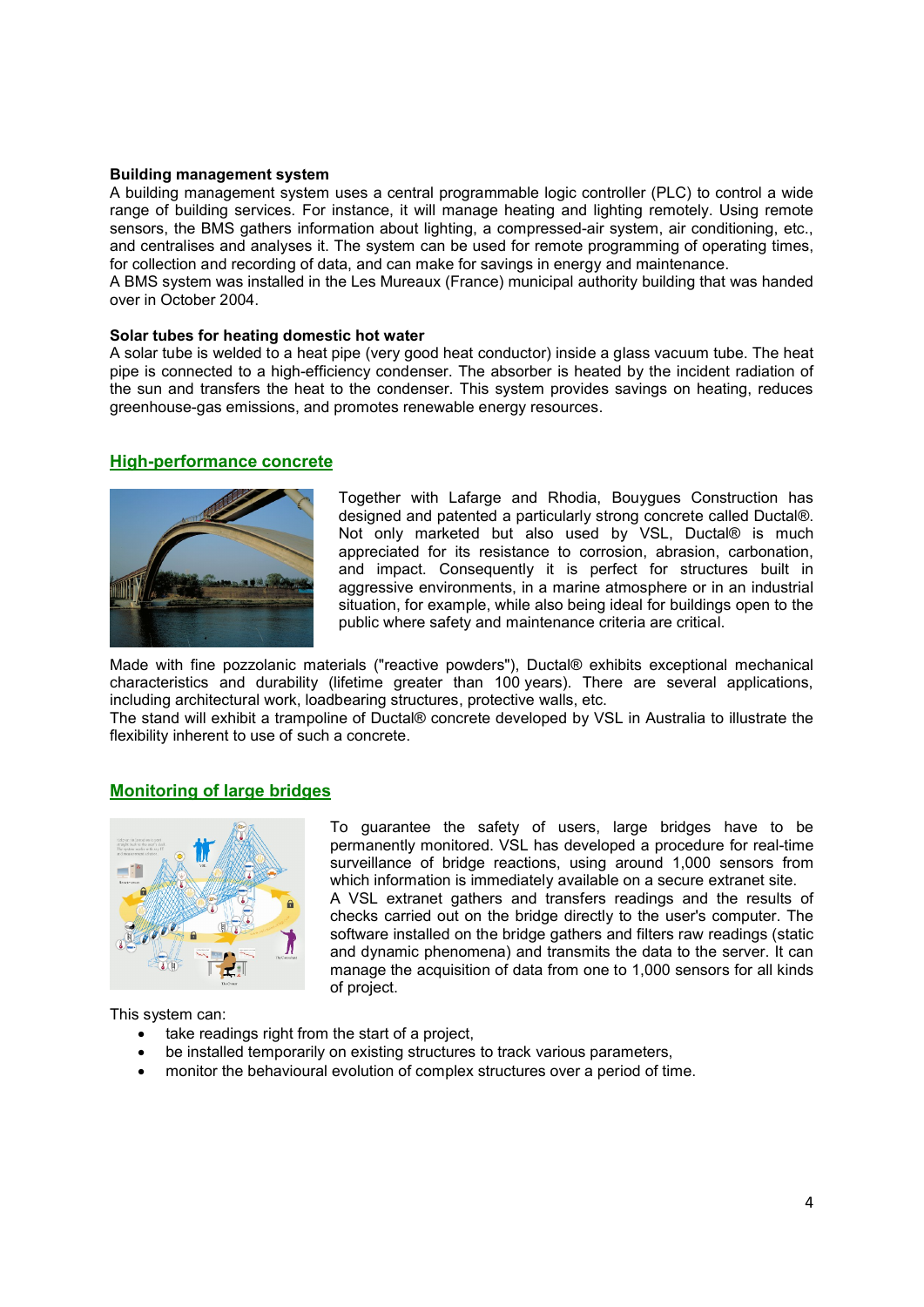**Building management system**

A building management system uses a central programmable logic controller (PLC) to control a wide range of building services. For instance, it will manage heating and lighting remotely. Using remote sensors, the BMS gathers information about lighting, a compressed-air system, air conditioning, etc., and centralises and analyses it. The system can be used for remote programming of operating times, for collection and recording of data, and can make for savings in energy and maintenance.

A BMS system was installed in the Les Mureaux (France) municipal authority building that was handed over in October 2004.

**Solar tubes for heating domestic hot water**

A solar tube is welded to a heat pipe (very good heat conductor) inside a glass vacuum tube. The heat pipe is connected to a high-efficiency condenser. The absorber is heated by the incident radiation of the sun and transfers the heat to the condenser. This system provides savings on heating, reduces greenhouse-gas emissions, and promotes renewable energy resources.

## High-performance concrete

Together with Lafarge and Rhodia, Bouygues Construction has designed and patented a particularly strong concrete called Ductal®. Not only marketed but also used by VSL, Ductal® is much appreciated for its resistance to corrosion, abrasion, carbonation, and impact. Consequently it is perfect for structures built in aggressive environments, in a marine atmosphere or in an industrial situation, for example, while also being ideal for buildings open to the public where safety and maintenance criteria are critical.

Made with fine pozzolanic materials ("reactive powders"), Ductal® exhibits exceptional mechanical characteristics and durability (lifetime greater than 100 years). There are several applications, including architectural work, loadbearing structures, protective walls, etc.

The stand will exhibit a trampoline of Ductal® concrete developed by VSL in Australia to illustrate the flexibility inherent to use of such a concrete.

## Monitoring of large bridges

To guarantee the safety of users, large bridges have to be permanently monitored. VSL has developed a procedure for real-time surveillance of bridge reactions, using around 1,000 sensors from which information is immediately available on a secure extranet site.

A VSL extranet gathers and transfers readings and the results of checks carried out on the bridge directly to the user's computer. The software installed on the bridge gathers and filters raw readings (static and dynamic phenomena) and transmits the data to the server. It can manage the acquisition of data from one to 1,000 sensors for all kinds of project.

This system can:

- take readings right from the start of a project,
- be installed temporarily on existing structures to track various parameters,
- monitor the behavioural evolution of complex structures over a period of time.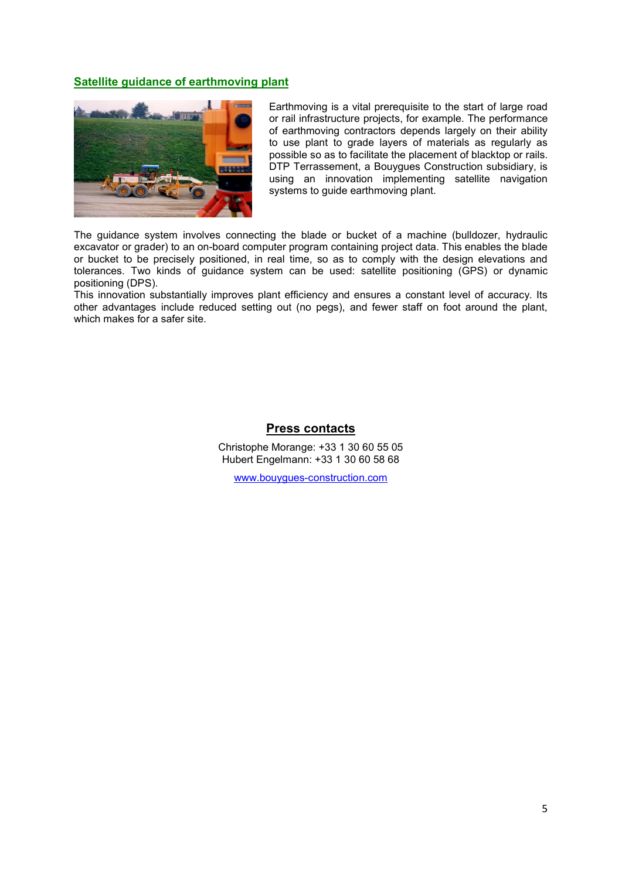## Satellite guidance of earthmoving plant

Earthmoving is a vital prerequisite to the start of large road or rail infrastructure projects, for example. The performance of earthmoving contractors depends largely on their ability to use plant to grade layers of materials as regularly as possible so as to facilitate the placement of blacktop or rails. DTP Terrassement, a Bouygues Construction subsidiary, is using an innovation implementing satellite navigation systems to guide earthmoving plant.

The guidance system involves connecting the blade or bucket of a machine (bulldozer, hydraulic excavator or grader) to an on-board computer program containing project data. This enables the blade or bucket to be precisely positioned, in real time, so as to comply with the design elevations and tolerances. Two kinds of guidance system can be used: satellite positioning (GPS) or dynamic positioning (DPS).

This innovation substantially improves plant efficiency and ensures a constant level of accuracy. Its other advantages include reduced setting out (no pegs), and fewer staff on foot around the plant, which makes for a safer site.

## Press contacts

Christophe Morange: +33 1 30 60 55 05
Hubert Engelmann: +33 1 30 60 58 68

www.bouygues-construction.com